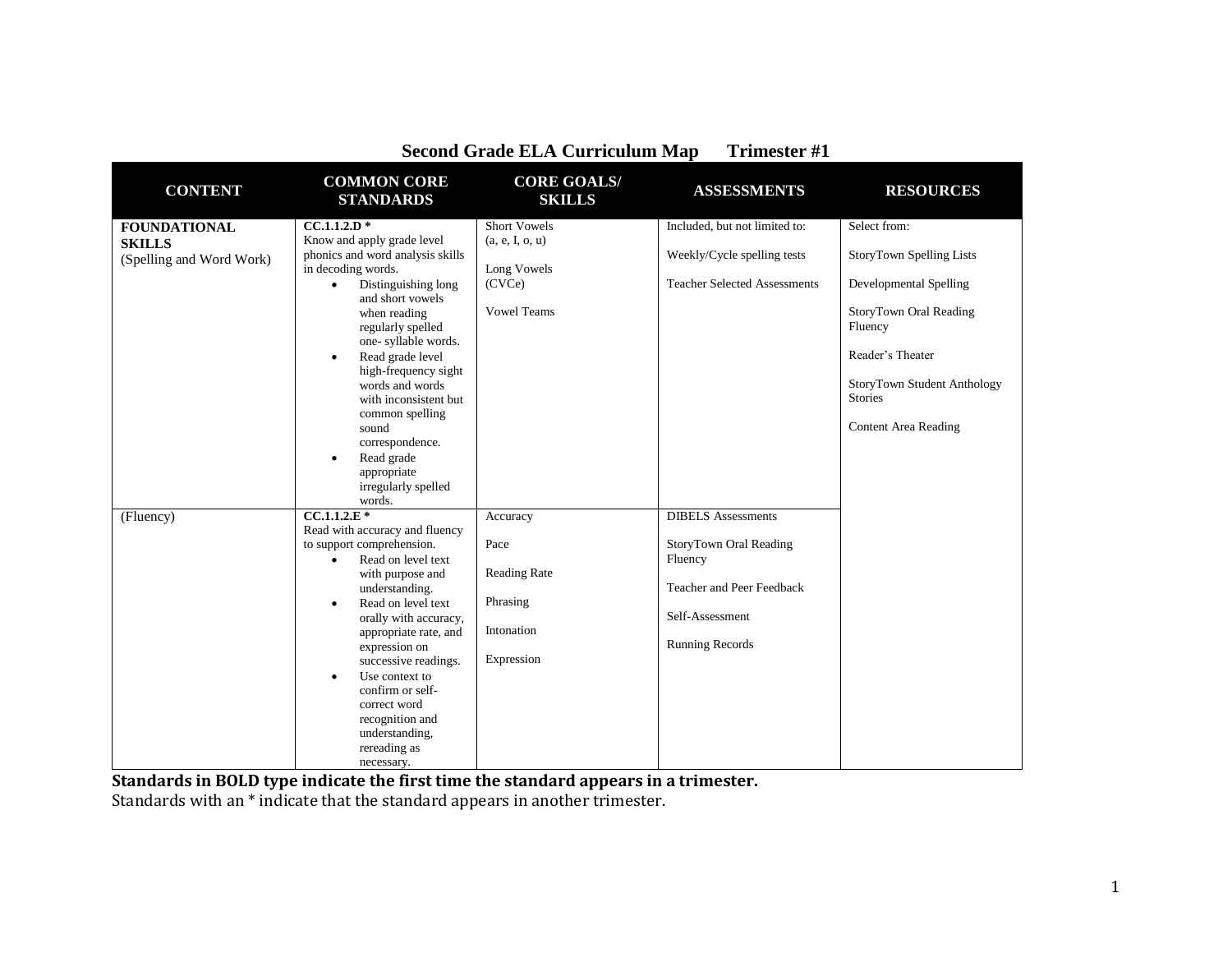# Second Grade ELA Curriculum Map Trimester #1

| CONTENT | COMMON CORE STANDARDS | CORE GOALS/ SKILLS | ASSESSMENTS | RESOURCES |
|---|---|---|---|---|
| **FOUNDATIONAL SKILLS** (Spelling and Word Work) | **CC.1.1.2.D** * Know and apply grade level phonics and word analysis skills in decoding words. <br>• Distinguishing long and short vowels when reading regularly spelled one- syllable words. <br>• Read grade level high-frequency sight words and words with inconsistent but common spelling sound correspondence. <br>• Read grade appropriate irregularly spelled words. | Short Vowels (a, e, I, o, u) <br><br> Long Vowels (CVCe) <br><br> Vowel Teams | Included, but not limited to: <br><br> Weekly/Cycle spelling tests <br><br> Teacher Selected Assessments | Select from: <br><br> StoryTown Spelling Lists <br><br> Developmental Spelling <br><br> StoryTown Oral Reading Fluency <br><br> Reader's Theater <br><br> StoryTown Student Anthology Stories <br><br> Content Area Reading |
| (Fluency) | **CC.1.1.2.E** * Read with accuracy and fluency to support comprehension. <br>• Read on level text with purpose and understanding. <br>• Read on level text orally with accuracy, appropriate rate, and expression on successive readings. <br>• Use context to confirm or self-correct word recognition and understanding, rereading as necessary. | Accuracy <br><br> Pace <br><br> Reading Rate <br><br> Phrasing <br><br> Intonation <br><br> Expression | DIBELS Assessments <br><br> StoryTown Oral Reading Fluency <br><br> Teacher and Peer Feedback <br><br> Self-Assessment <br><br> Running Records | |

**Standards in BOLD type indicate the first time the standard appears in a trimester.**

Standards with an * indicate that the standard appears in another trimester.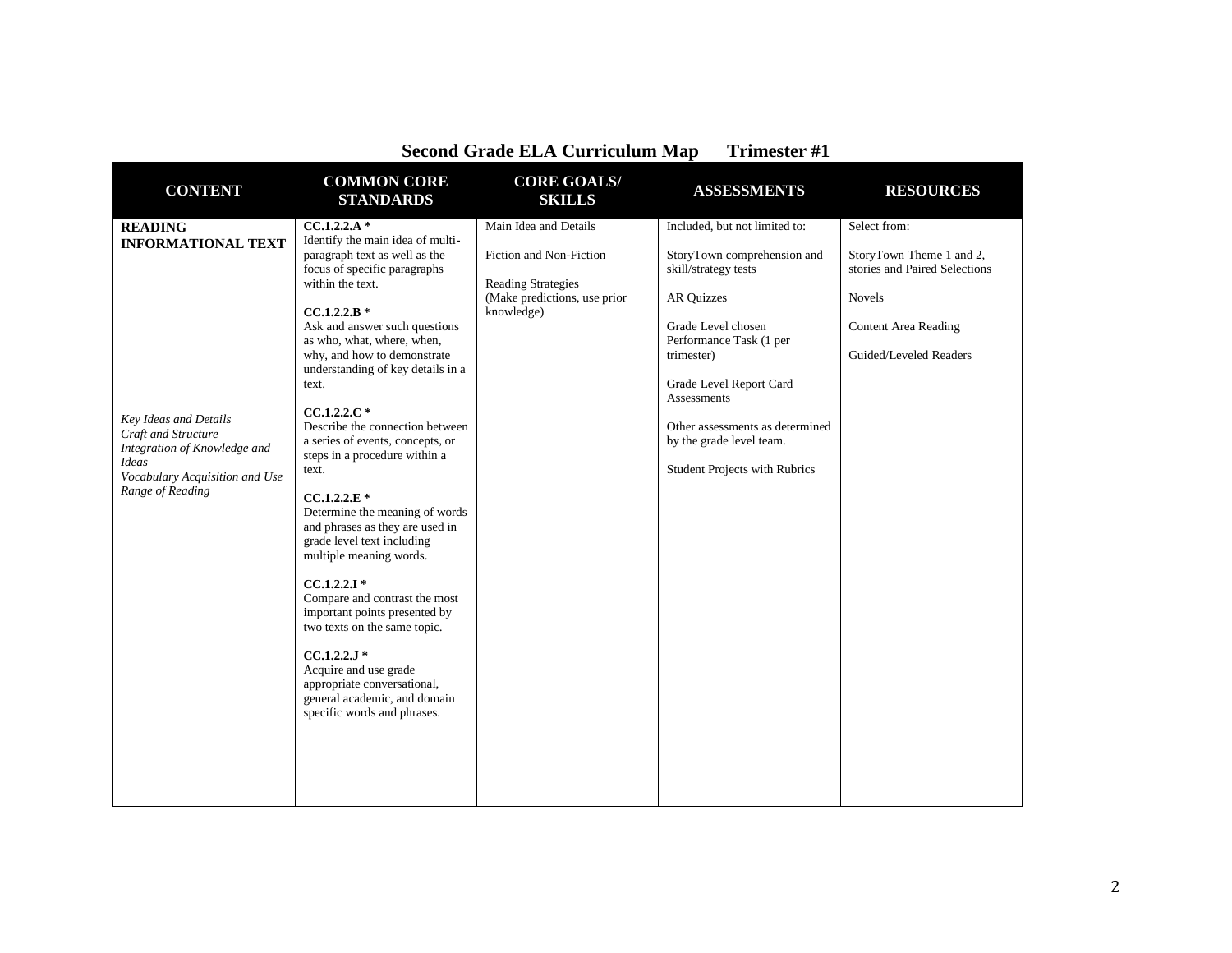## Second Grade ELA Curriculum Map Trimester #1

| CONTENT | COMMON CORE STANDARDS | CORE GOALS/ SKILLS | ASSESSMENTS | RESOURCES |
|---|---|---|---|---|
| **READING INFORMATIONAL TEXT**<br><br>*Key Ideas and Details*<br>*Craft and Structure*<br>*Integration of Knowledge and Ideas*<br>*Vocabulary Acquisition and Use*<br>*Range of Reading* | **CC.1.2.2.A ***<br>Identify the main idea of multi-paragraph text as well as the focus of specific paragraphs within the text.<br><br>**CC.1.2.2.B ***<br>Ask and answer such questions as who, what, where, when, why, and how to demonstrate understanding of key details in a text.<br><br>**CC.1.2.2.C ***<br>Describe the connection between a series of events, concepts, or steps in a procedure within a text.<br><br>**CC.1.2.2.E ***<br>Determine the meaning of words and phrases as they are used in grade level text including multiple meaning words.<br><br>**CC.1.2.2.I ***<br>Compare and contrast the most important points presented by two texts on the same topic.<br><br>**CC.1.2.2.J ***<br>Acquire and use grade appropriate conversational, general academic, and domain specific words and phrases. | Main Idea and Details<br><br>Fiction and Non-Fiction<br><br>Reading Strategies (Make predictions, use prior knowledge) | Included, but not limited to:<br><br>StoryTown comprehension and skill/strategy tests<br><br>AR Quizzes<br><br>Grade Level chosen Performance Task (1 per trimester)<br><br>Grade Level Report Card Assessments<br><br>Other assessments as determined by the grade level team.<br><br>Student Projects with Rubrics | Select from:<br><br>StoryTown Theme 1 and 2, stories and Paired Selections<br><br>Novels<br><br>Content Area Reading<br><br>Guided/Leveled Readers |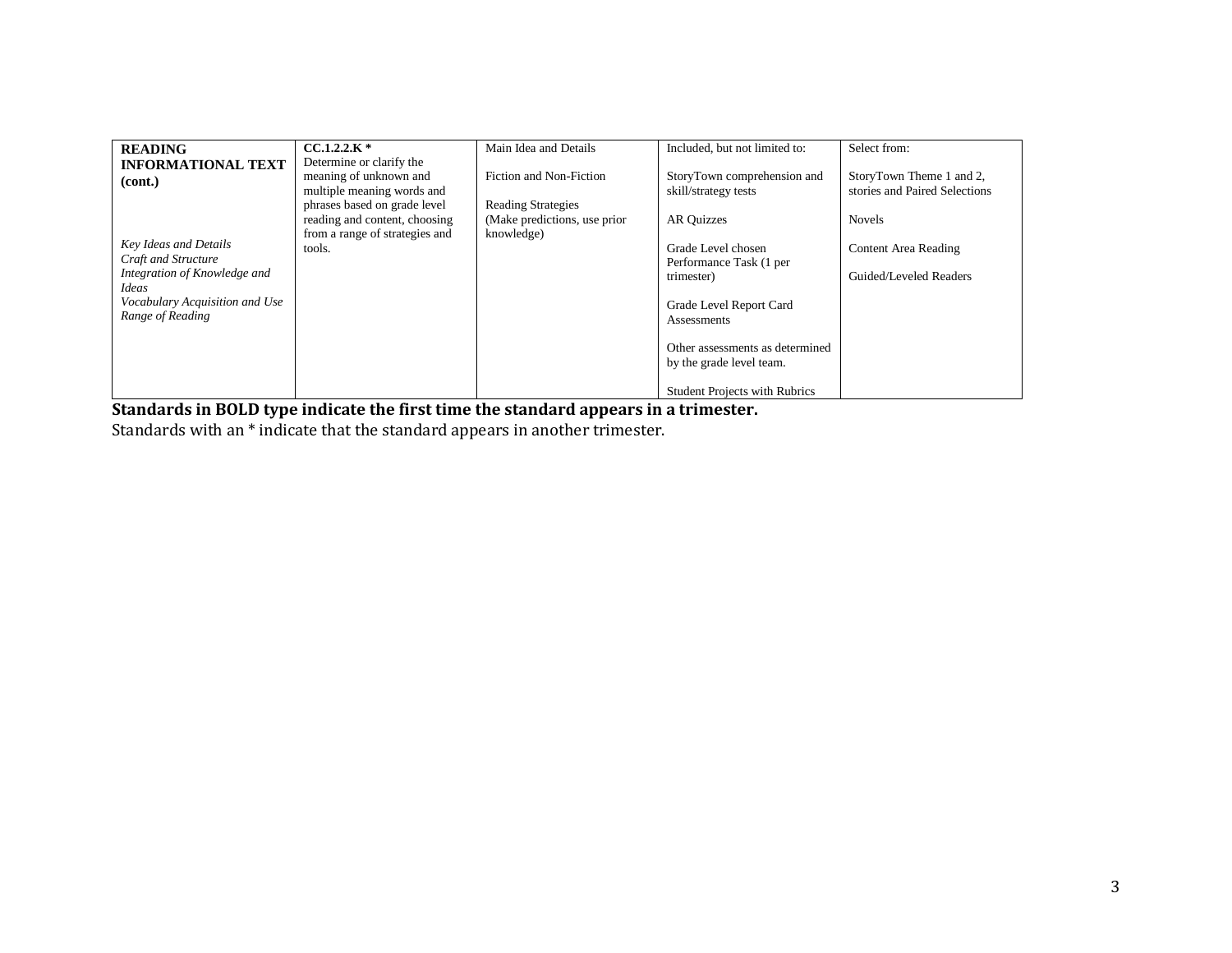| **READING INFORMATIONAL TEXT (cont.)**<br><br>*Key Ideas and Details*<br>*Craft and Structure*<br>*Integration of Knowledge and Ideas*<br>*Vocabulary Acquisition and Use*<br>*Range of Reading* | **CC.1.2.2.K** *<br>Determine or clarify the meaning of unknown and multiple meaning words and phrases based on grade level reading and content, choosing from a range of strategies and tools. | Main Idea and Details<br><br>Fiction and Non-Fiction<br><br>Reading Strategies (Make predictions, use prior knowledge) | Included, but not limited to:<br><br>StoryTown comprehension and skill/strategy tests<br><br>AR Quizzes<br><br>Grade Level chosen Performance Task (1 per trimester)<br><br>Grade Level Report Card Assessments<br><br>Other assessments as determined by the grade level team.<br><br>Student Projects with Rubrics | Select from:<br><br>StoryTown Theme 1 and 2, stories and Paired Selections<br><br>Novels<br><br>Content Area Reading<br><br>Guided/Leveled Readers |
|---|---|---|---|---|

**Standards in BOLD type indicate the first time the standard appears in a trimester.**

Standards with an * indicate that the standard appears in another trimester.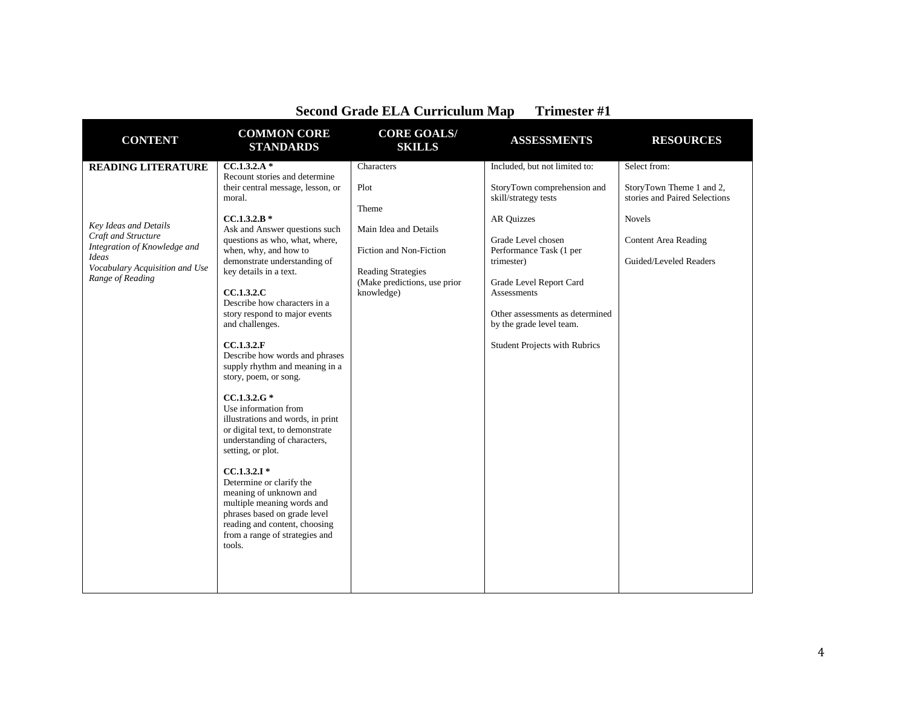# Second Grade ELA Curriculum Map Trimester #1

| CONTENT | COMMON CORE STANDARDS | CORE GOALS/ SKILLS | ASSESSMENTS | RESOURCES |
|---|---|---|---|---|
| **READING LITERATURE**<br><br>*Key Ideas and Details*<br>*Craft and Structure*<br>*Integration of Knowledge and Ideas*<br>*Vocabulary Acquisition and Use*<br>*Range of Reading* | **CC.1.3.2.A \***<br>Recount stories and determine their central message, lesson, or moral.<br><br>**CC.1.3.2.B \***<br>Ask and Answer questions such as who, what, where, when, why, and how to demonstrate understanding of key details in a text.<br><br>**CC.1.3.2.C**<br>Describe how characters in a story respond to major events and challenges.<br><br>**CC.1.3.2.F**<br>Describe how words and phrases supply rhythm and meaning in a story, poem, or song.<br><br>**CC.1.3.2.G \***<br>Use information from illustrations and words, in print or digital text, to demonstrate understanding of characters, setting, or plot.<br><br>**CC.1.3.2.I \***<br>Determine or clarify the meaning of unknown and multiple meaning words and phrases based on grade level reading and content, choosing from a range of strategies and tools. | Characters<br><br>Plot<br><br>Theme<br><br>Main Idea and Details<br><br>Fiction and Non-Fiction<br><br>Reading Strategies (Make predictions, use prior knowledge) | Included, but not limited to:<br><br>StoryTown comprehension and skill/strategy tests<br><br>AR Quizzes<br><br>Grade Level chosen Performance Task (1 per trimester)<br><br>Grade Level Report Card Assessments<br><br>Other assessments as determined by the grade level team.<br><br>Student Projects with Rubrics | Select from:<br><br>StoryTown Theme 1 and 2, stories and Paired Selections<br><br>Novels<br><br>Content Area Reading<br><br>Guided/Leveled Readers |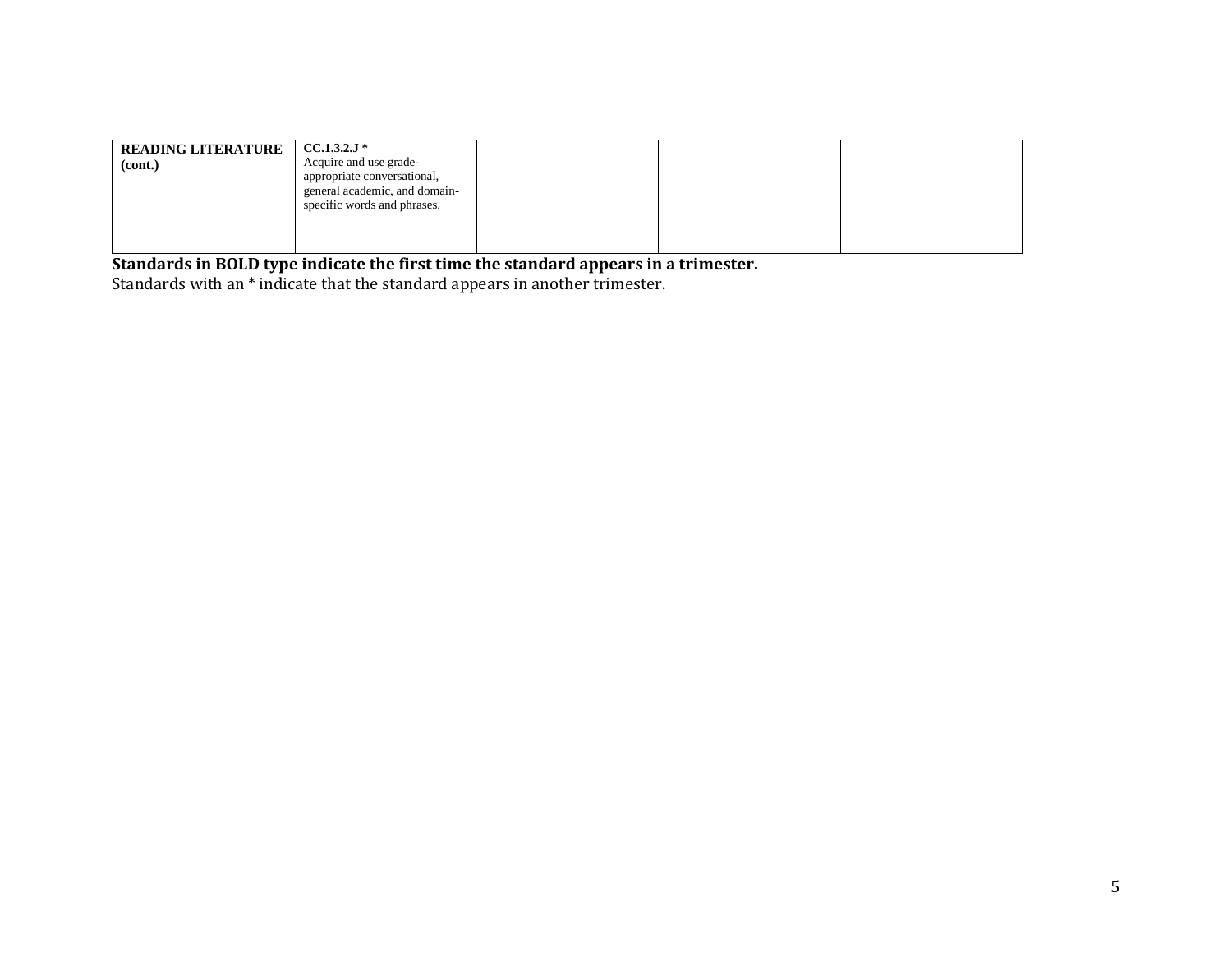| **READING LITERATURE (cont.)** | **CC.1.3.2.J** * Acquire and use grade-appropriate conversational, general academic, and domain-specific words and phrases. | | | |
|---|---|---|---|---|

**Standards in BOLD type indicate the first time the standard appears in a trimester.**
Standards with an * indicate that the standard appears in another trimester.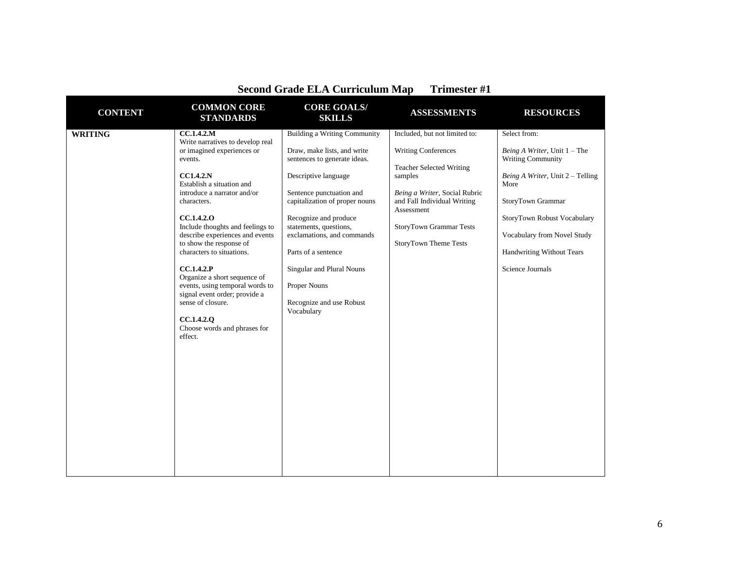# Second Grade ELA Curriculum Map      Trimester #1

| CONTENT | COMMON CORE STANDARDS | CORE GOALS/ SKILLS | ASSESSMENTS | RESOURCES |
| --- | --- | --- | --- | --- |
| **WRITING** | **CC.1.4.2.M**<br>Write narratives to develop real or imagined experiences or events.<br><br>**CC1.4.2.N**<br>Establish a situation and introduce a narrator and/or characters.<br><br>**CC.1.4.2.O**<br>Include thoughts and feelings to describe experiences and events to show the response of characters to situations.<br><br>**CC.1.4.2.P**<br>Organize a short sequence of events, using temporal words to signal event order; provide a sense of closure.<br><br>**CC.1.4.2.Q**<br>Choose words and phrases for effect. | Building a Writing Community<br><br>Draw, make lists, and write sentences to generate ideas.<br><br>Descriptive language<br><br>Sentence punctuation and capitalization of proper nouns<br><br>Recognize and produce statements, questions, exclamations, and commands<br><br>Parts of a sentence<br><br>Singular and Plural Nouns<br><br>Proper Nouns<br><br>Recognize and use Robust Vocabulary | Included, but not limited to:<br><br>Writing Conferences<br><br>Teacher Selected Writing samples<br><br>*Being a Writer*, Social Rubric and Fall Individual Writing Assessment<br><br>StoryTown Grammar Tests<br><br>StoryTown Theme Tests | Select from:<br><br>*Being A Writer*, Unit 1 – The Writing Community<br><br>*Being A Writer*, Unit 2 – Telling More<br><br>StoryTown Grammar<br><br>StoryTown Robust Vocabulary<br><br>Vocabulary from Novel Study<br><br>Handwriting Without Tears<br><br>Science Journals |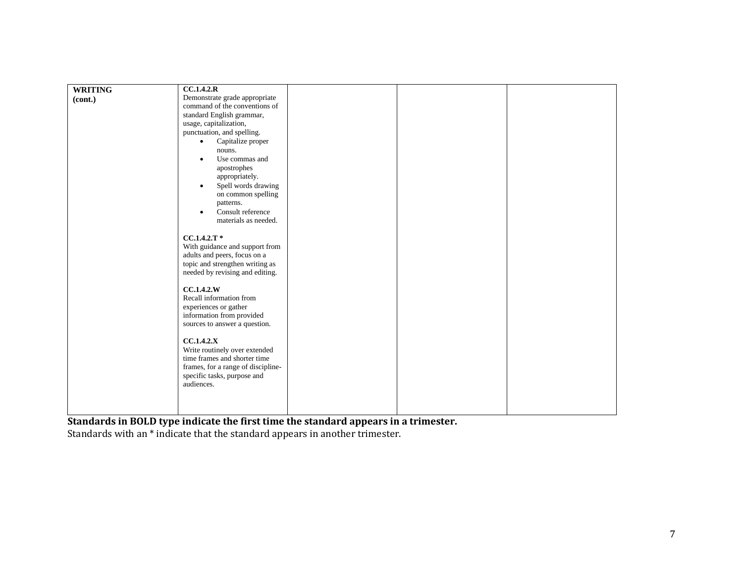| | | | | |
|---|---|---|---|---|
| **WRITING (cont.)** | **CC.1.4.2.R** Demonstrate grade appropriate command of the conventions of standard English grammar, usage, capitalization, punctuation, and spelling. <br>• Capitalize proper nouns. <br>• Use commas and apostrophes appropriately. <br>• Spell words drawing on common spelling patterns. <br>• Consult reference materials as needed. <br><br>**CC.1.4.2.T** * With guidance and support from adults and peers, focus on a topic and strengthen writing as needed by revising and editing. <br><br>**CC.1.4.2.W** Recall information from experiences or gather information from provided sources to answer a question. <br><br>**CC.1.4.2.X** Write routinely over extended time frames and shorter time frames, for a range of discipline-specific tasks, purpose and audiences. | | | |

**Standards in BOLD type indicate the first time the standard appears in a trimester.**

Standards with an * indicate that the standard appears in another trimester.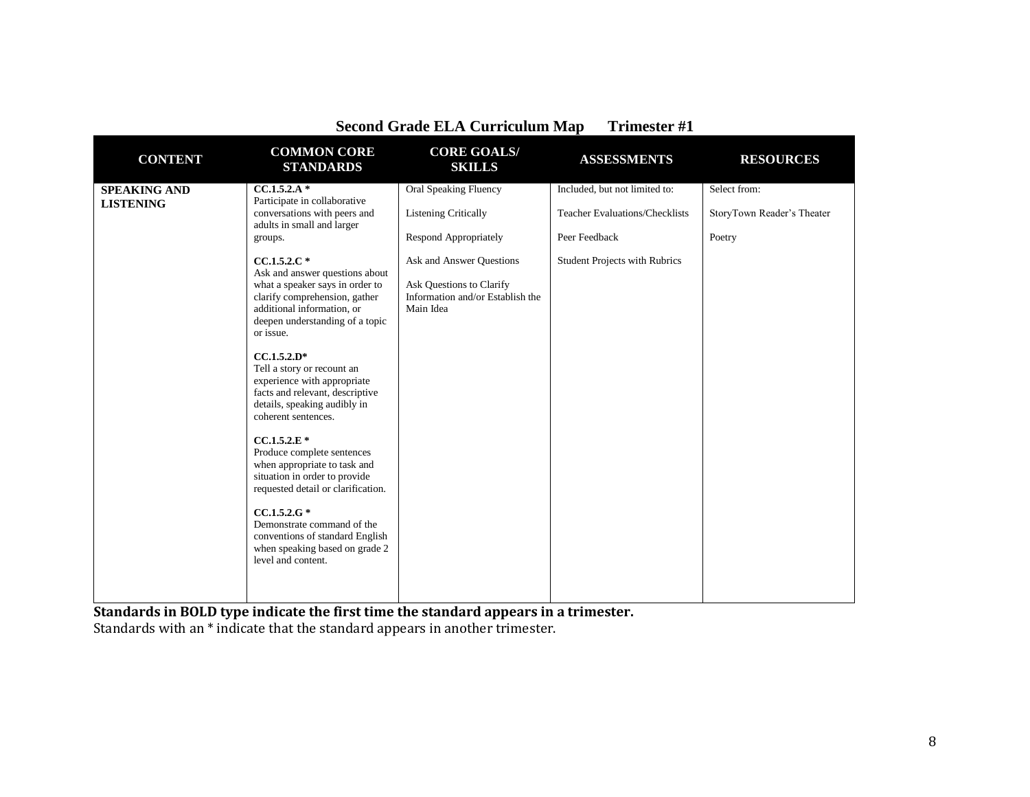## Second Grade ELA Curriculum Map Trimester #1

| CONTENT | COMMON CORE STANDARDS | CORE GOALS/ SKILLS | ASSESSMENTS | RESOURCES |
|---|---|---|---|---|
| **SPEAKING AND LISTENING** | **CC.1.5.2.A** * Participate in collaborative conversations with peers and adults in small and larger groups.<br><br>**CC.1.5.2.C** * Ask and answer questions about what a speaker says in order to clarify comprehension, gather additional information, or deepen understanding of a topic or issue.<br><br>**CC.1.5.2.D*** Tell a story or recount an experience with appropriate facts and relevant, descriptive details, speaking audibly in coherent sentences.<br><br>**CC.1.5.2.E** * Produce complete sentences when appropriate to task and situation in order to provide requested detail or clarification.<br><br>**CC.1.5.2.G** * Demonstrate command of the conventions of standard English when speaking based on grade 2 level and content. | Oral Speaking Fluency<br><br>Listening Critically<br><br>Respond Appropriately<br><br>Ask and Answer Questions<br><br>Ask Questions to Clarify Information and/or Establish the Main Idea | Included, but not limited to:<br><br>Teacher Evaluations/Checklists<br><br>Peer Feedback<br><br>Student Projects with Rubrics | Select from:<br><br>StoryTown Reader's Theater<br><br>Poetry |

**Standards in BOLD type indicate the first time the standard appears in a trimester.**

Standards with an * indicate that the standard appears in another trimester.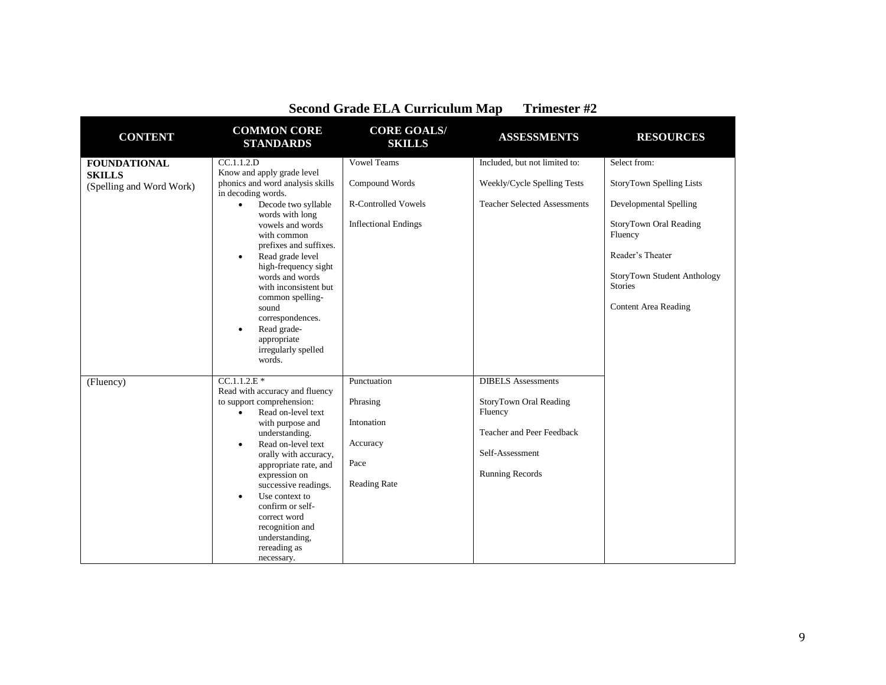## Second Grade ELA Curriculum Map Trimester #2

| CONTENT | COMMON CORE STANDARDS | CORE GOALS/ SKILLS | ASSESSMENTS | RESOURCES |
|---|---|---|---|---|
| **FOUNDATIONAL SKILLS** (Spelling and Word Work) | CC.1.1.2.D<br>Know and apply grade level phonics and word analysis skills in decoding words.<br>• Decode two syllable words with long vowels and words with common prefixes and suffixes.<br>• Read grade level high-frequency sight words and words with inconsistent but common spelling-sound correspondences.<br>• Read grade-appropriate irregularly spelled words. | Vowel Teams<br><br>Compound Words<br><br>R-Controlled Vowels<br><br>Inflectional Endings | Included, but not limited to:<br><br>Weekly/Cycle Spelling Tests<br><br>Teacher Selected Assessments | Select from:<br><br>StoryTown Spelling Lists<br><br>Developmental Spelling<br><br>StoryTown Oral Reading Fluency<br><br>Reader's Theater<br><br>StoryTown Student Anthology Stories<br><br>Content Area Reading |
| (Fluency) | CC.1.1.2.E *<br>Read with accuracy and fluency to support comprehension:<br>• Read on-level text with purpose and understanding.<br>• Read on-level text orally with accuracy, appropriate rate, and expression on successive readings.<br>• Use context to confirm or self-correct word recognition and understanding, rereading as necessary. | Punctuation<br><br>Phrasing<br><br>Intonation<br><br>Accuracy<br><br>Pace<br><br>Reading Rate | DIBELS Assessments<br><br>StoryTown Oral Reading Fluency<br><br>Teacher and Peer Feedback<br><br>Self-Assessment<br><br>Running Records | |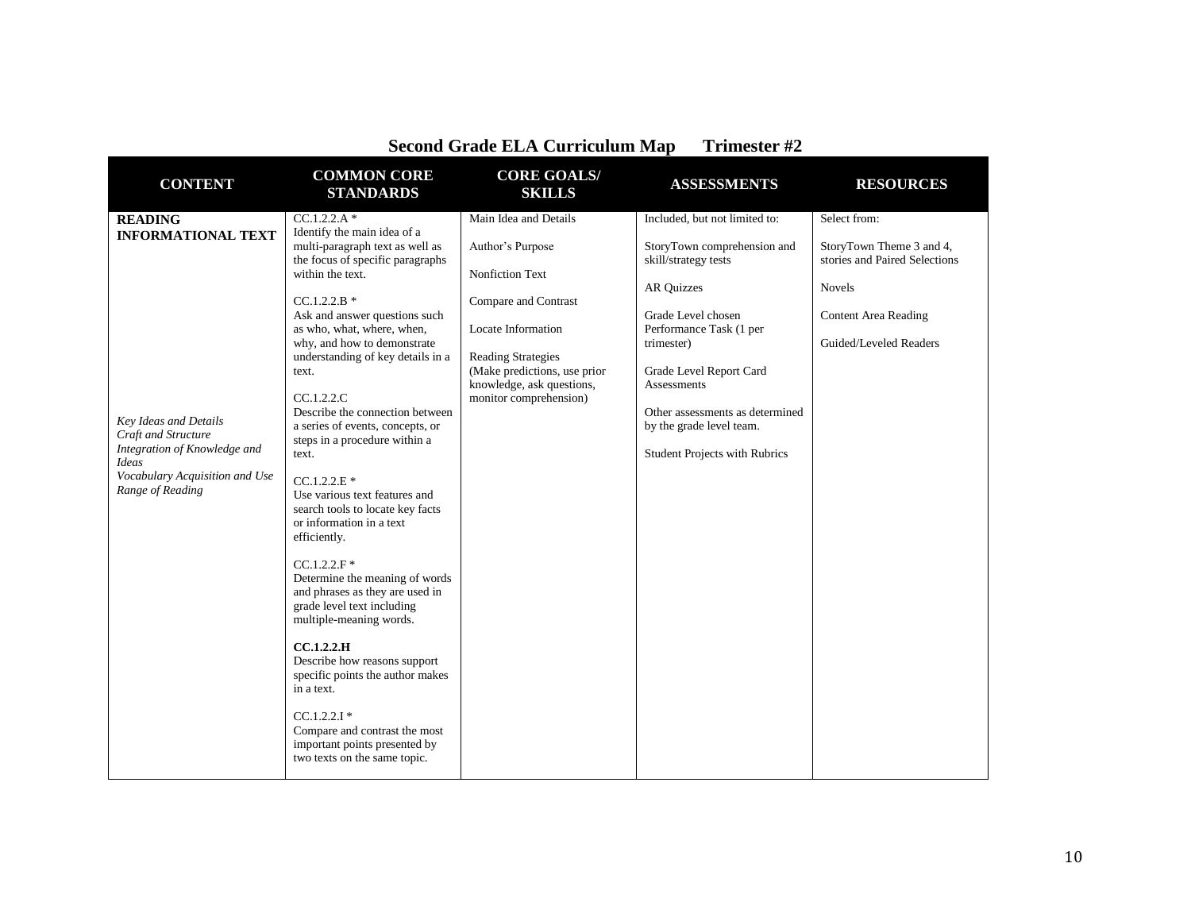## Second Grade ELA Curriculum Map Trimester #2

| CONTENT | COMMON CORE STANDARDS | CORE GOALS/ SKILLS | ASSESSMENTS | RESOURCES |
|---|---|---|---|---|
| **READING INFORMATIONAL TEXT**<br><br>*Key Ideas and Details*<br>*Craft and Structure*<br>*Integration of Knowledge and Ideas*<br>*Vocabulary Acquisition and Use*<br>*Range of Reading* | CC.1.2.2.A *<br>Identify the main idea of a multi-paragraph text as well as the focus of specific paragraphs within the text.<br><br>CC.1.2.2.B *<br>Ask and answer questions such as who, what, where, when, why, and how to demonstrate understanding of key details in a text.<br><br>CC.1.2.2.C<br>Describe the connection between a series of events, concepts, or steps in a procedure within a text.<br><br>CC.1.2.2.E *<br>Use various text features and search tools to locate key facts or information in a text efficiently.<br><br>CC.1.2.2.F *<br>Determine the meaning of words and phrases as they are used in grade level text including multiple-meaning words.<br><br>**CC.1.2.2.H**<br>Describe how reasons support specific points the author makes in a text.<br><br>CC.1.2.2.I *<br>Compare and contrast the most important points presented by two texts on the same topic. | Main Idea and Details<br><br>Author's Purpose<br><br>Nonfiction Text<br><br>Compare and Contrast<br><br>Locate Information<br><br>Reading Strategies (Make predictions, use prior knowledge, ask questions, monitor comprehension) | Included, but not limited to:<br><br>StoryTown comprehension and skill/strategy tests<br><br>AR Quizzes<br><br>Grade Level chosen Performance Task (1 per trimester)<br><br>Grade Level Report Card Assessments<br><br>Other assessments as determined by the grade level team.<br><br>Student Projects with Rubrics | Select from:<br><br>StoryTown Theme 3 and 4, stories and Paired Selections<br><br>Novels<br><br>Content Area Reading<br><br>Guided/Leveled Readers |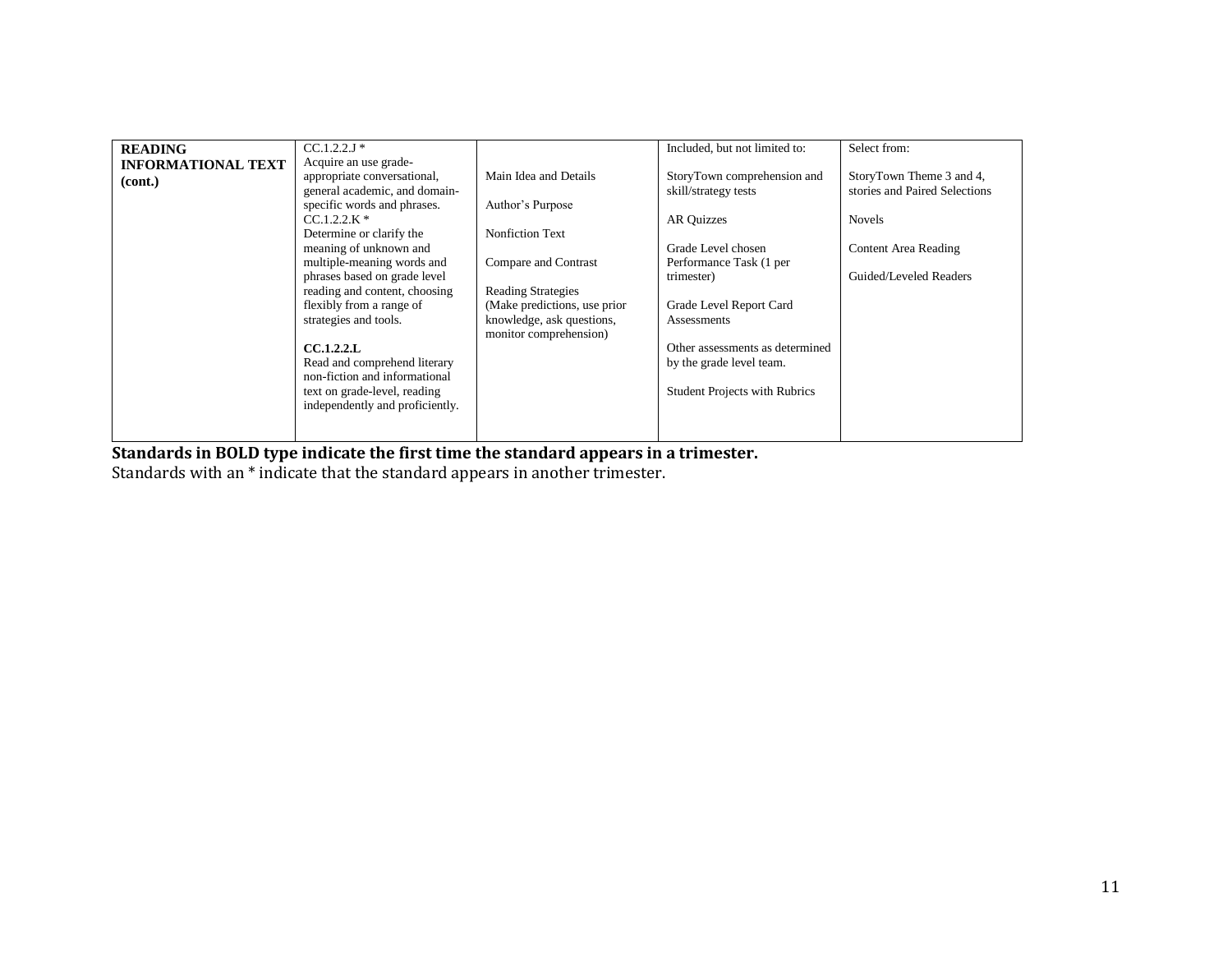| | | | | |
|---|---|---|---|---|
| **READING INFORMATIONAL TEXT (cont.)** | CC.1.2.2.J * Acquire an use grade-appropriate conversational, general academic, and domain-specific words and phrases.<br>CC.1.2.2.K * Determine or clarify the meaning of unknown and multiple-meaning words and phrases based on grade level reading and content, choosing flexibly from a range of strategies and tools.<br><br>**CC.1.2.2.L** Read and comprehend literary non-fiction and informational text on grade-level, reading independently and proficiently. | Main Idea and Details<br><br>Author's Purpose<br><br>Nonfiction Text<br><br>Compare and Contrast<br><br>Reading Strategies (Make predictions, use prior knowledge, ask questions, monitor comprehension) | Included, but not limited to:<br><br>StoryTown comprehension and skill/strategy tests<br><br>AR Quizzes<br><br>Grade Level chosen Performance Task (1 per trimester)<br><br>Grade Level Report Card Assessments<br><br>Other assessments as determined by the grade level team.<br><br>Student Projects with Rubrics | Select from:<br><br>StoryTown Theme 3 and 4, stories and Paired Selections<br><br>Novels<br><br>Content Area Reading<br><br>Guided/Leveled Readers |

**Standards in BOLD type indicate the first time the standard appears in a trimester.**
Standards with an * indicate that the standard appears in another trimester.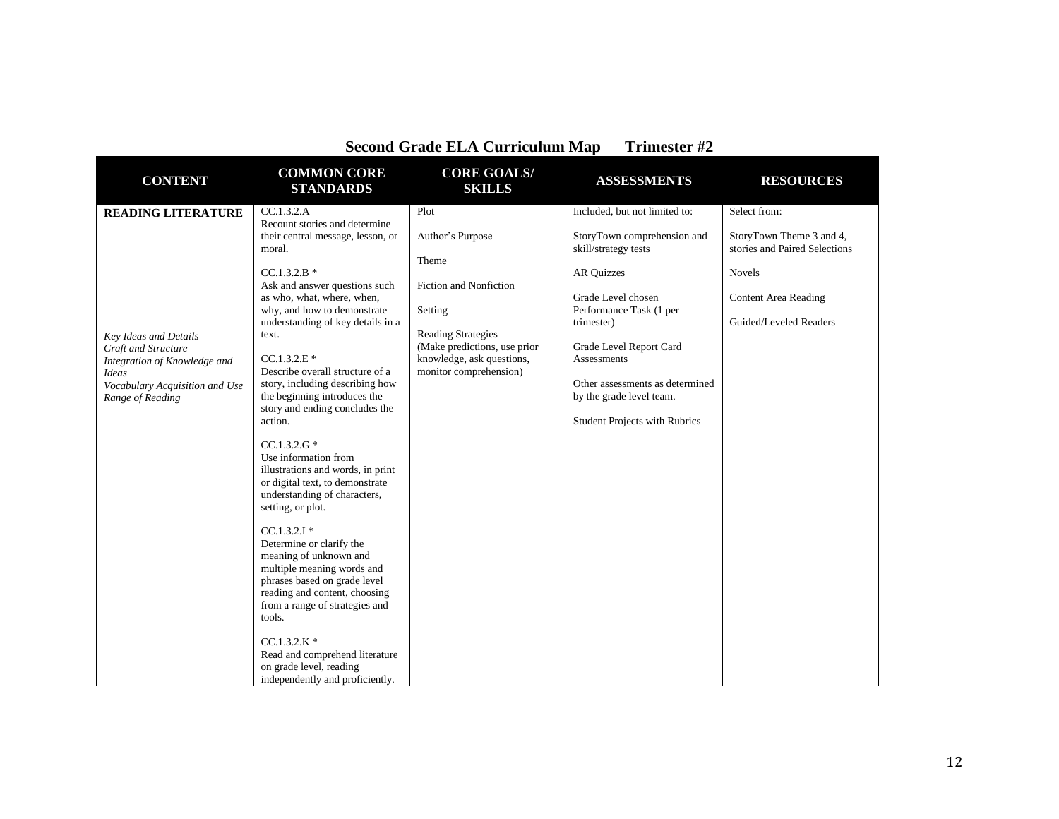# Second Grade ELA Curriculum Map Trimester #2

| CONTENT | COMMON CORE STANDARDS | CORE GOALS/ SKILLS | ASSESSMENTS | RESOURCES |
|---|---|---|---|---|
| **READING LITERATURE**<br><br>*Key Ideas and Details*<br>*Craft and Structure*<br>*Integration of Knowledge and Ideas*<br>*Vocabulary Acquisition and Use*<br>*Range of Reading* | CC.1.3.2.A<br>Recount stories and determine their central message, lesson, or moral.<br><br>CC.1.3.2.B *<br>Ask and answer questions such as who, what, where, when, why, and how to demonstrate understanding of key details in a text.<br><br>CC.1.3.2.E *<br>Describe overall structure of a story, including describing how the beginning introduces the story and ending concludes the action.<br><br>CC.1.3.2.G *<br>Use information from illustrations and words, in print or digital text, to demonstrate understanding of characters, setting, or plot.<br><br>CC.1.3.2.I *<br>Determine or clarify the meaning of unknown and multiple meaning words and phrases based on grade level reading and content, choosing from a range of strategies and tools.<br><br>CC.1.3.2.K *<br>Read and comprehend literature on grade level, reading independently and proficiently. | Plot<br><br>Author's Purpose<br><br>Theme<br><br>Fiction and Nonfiction<br><br>Setting<br><br>Reading Strategies (Make predictions, use prior knowledge, ask questions, monitor comprehension) | Included, but not limited to:<br><br>StoryTown comprehension and skill/strategy tests<br><br>AR Quizzes<br><br>Grade Level chosen Performance Task (1 per trimester)<br><br>Grade Level Report Card Assessments<br><br>Other assessments as determined by the grade level team.<br><br>Student Projects with Rubrics | Select from:<br><br>StoryTown Theme 3 and 4, stories and Paired Selections<br><br>Novels<br><br>Content Area Reading<br><br>Guided/Leveled Readers |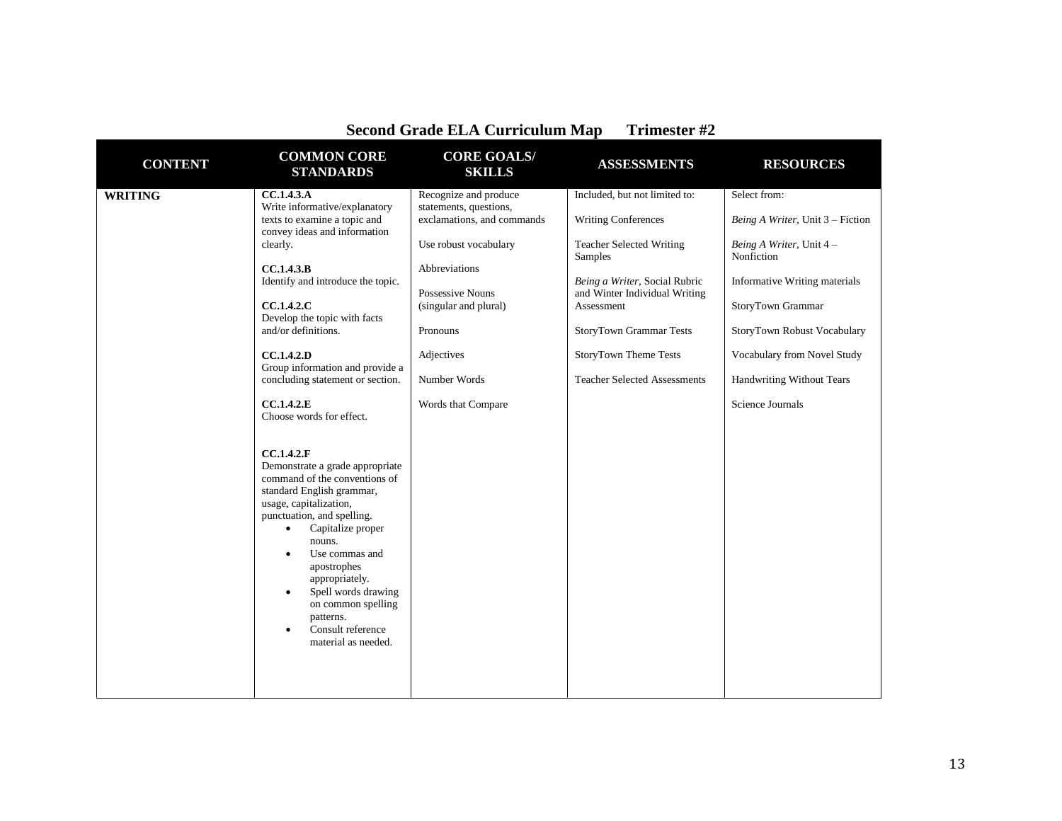## Second Grade ELA Curriculum Map    Trimester #2

| CONTENT | COMMON CORE STANDARDS | CORE GOALS/ SKILLS | ASSESSMENTS | RESOURCES |
|---|---|---|---|---|
| **WRITING** | **CC.1.4.3.A**<br>Write informative/explanatory texts to examine a topic and convey ideas and information clearly.<br><br>**CC.1.4.3.B**<br>Identify and introduce the topic.<br><br>**CC.1.4.2.C**<br>Develop the topic with facts and/or definitions.<br><br>**CC.1.4.2.D**<br>Group information and provide a concluding statement or section.<br><br>**CC.1.4.2.E**<br>Choose words for effect.<br><br>**CC.1.4.2.F**<br>Demonstrate a grade appropriate command of the conventions of standard English grammar, usage, capitalization, punctuation, and spelling.<br>• Capitalize proper nouns.<br>• Use commas and apostrophes appropriately.<br>• Spell words drawing on common spelling patterns.<br>• Consult reference material as needed. | Recognize and produce statements, questions, exclamations, and commands<br><br>Use robust vocabulary<br><br>Abbreviations<br><br>Possessive Nouns (singular and plural)<br><br>Pronouns<br><br>Adjectives<br><br>Number Words<br><br>Words that Compare | Included, but not limited to:<br><br>Writing Conferences<br><br>Teacher Selected Writing Samples<br><br>*Being a Writer*, Social Rubric and Winter Individual Writing Assessment<br><br>StoryTown Grammar Tests<br><br>StoryTown Theme Tests<br><br>Teacher Selected Assessments | Select from:<br><br>*Being A Writer*, Unit 3 – Fiction<br><br>*Being A Writer*, Unit 4 – Nonfiction<br><br>Informative Writing materials<br><br>StoryTown Grammar<br><br>StoryTown Robust Vocabulary<br><br>Vocabulary from Novel Study<br><br>Handwriting Without Tears<br><br>Science Journals |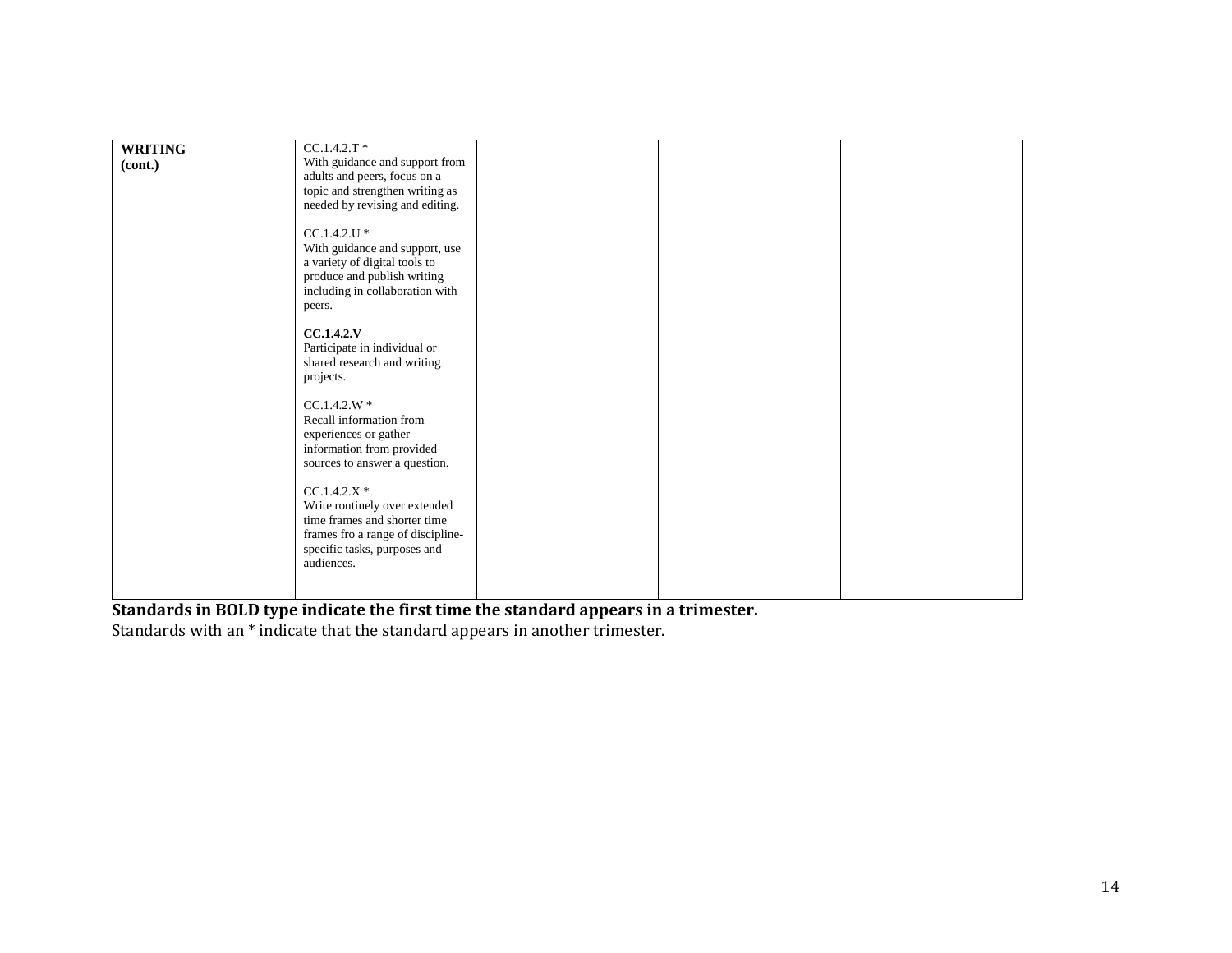| **WRITING (cont.)** | CC.1.4.2.T * With guidance and support from adults and peers, focus on a topic and strengthen writing as needed by revising and editing.<br><br>CC.1.4.2.U * With guidance and support, use a variety of digital tools to produce and publish writing including in collaboration with peers.<br><br>**CC.1.4.2.V** Participate in individual or shared research and writing projects.<br><br>CC.1.4.2.W * Recall information from experiences or gather information from provided sources to answer a question.<br><br>CC.1.4.2.X * Write routinely over extended time frames and shorter time frames fro a range of discipline-specific tasks, purposes and audiences. | | | |
|---|---|---|---|---|

**Standards in BOLD type indicate the first time the standard appears in a trimester.**
Standards with an * indicate that the standard appears in another trimester.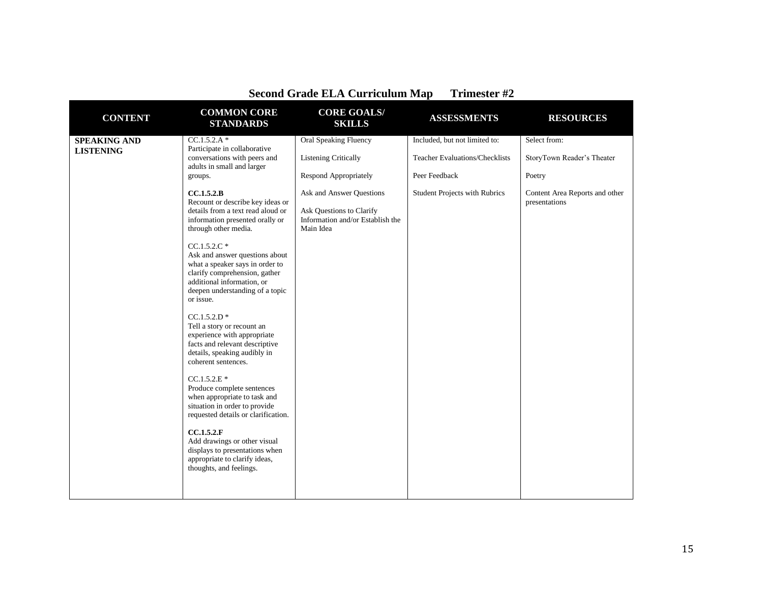## Second Grade ELA Curriculum Map Trimester #2

| CONTENT | COMMON CORE STANDARDS | CORE GOALS/ SKILLS | ASSESSMENTS | RESOURCES |
|---|---|---|---|---|
| **SPEAKING AND LISTENING** | CC.1.5.2.A * Participate in collaborative conversations with peers and adults in small and larger groups.<br><br>**CC.1.5.2.B** Recount or describe key ideas or details from a text read aloud or information presented orally or through other media.<br><br>CC.1.5.2.C * Ask and answer questions about what a speaker says in order to clarify comprehension, gather additional information, or deepen understanding of a topic or issue.<br><br>CC.1.5.2.D * Tell a story or recount an experience with appropriate facts and relevant descriptive details, speaking audibly in coherent sentences.<br><br>CC.1.5.2.E * Produce complete sentences when appropriate to task and situation in order to provide requested details or clarification.<br><br>**CC.1.5.2.F** Add drawings or other visual displays to presentations when appropriate to clarify ideas, thoughts, and feelings. | Oral Speaking Fluency<br><br>Listening Critically<br><br>Respond Appropriately<br><br>Ask and Answer Questions<br><br>Ask Questions to Clarify Information and/or Establish the Main Idea | Included, but not limited to:<br><br>Teacher Evaluations/Checklists<br><br>Peer Feedback<br><br>Student Projects with Rubrics | Select from:<br><br>StoryTown Reader's Theater<br><br>Poetry<br><br>Content Area Reports and other presentations |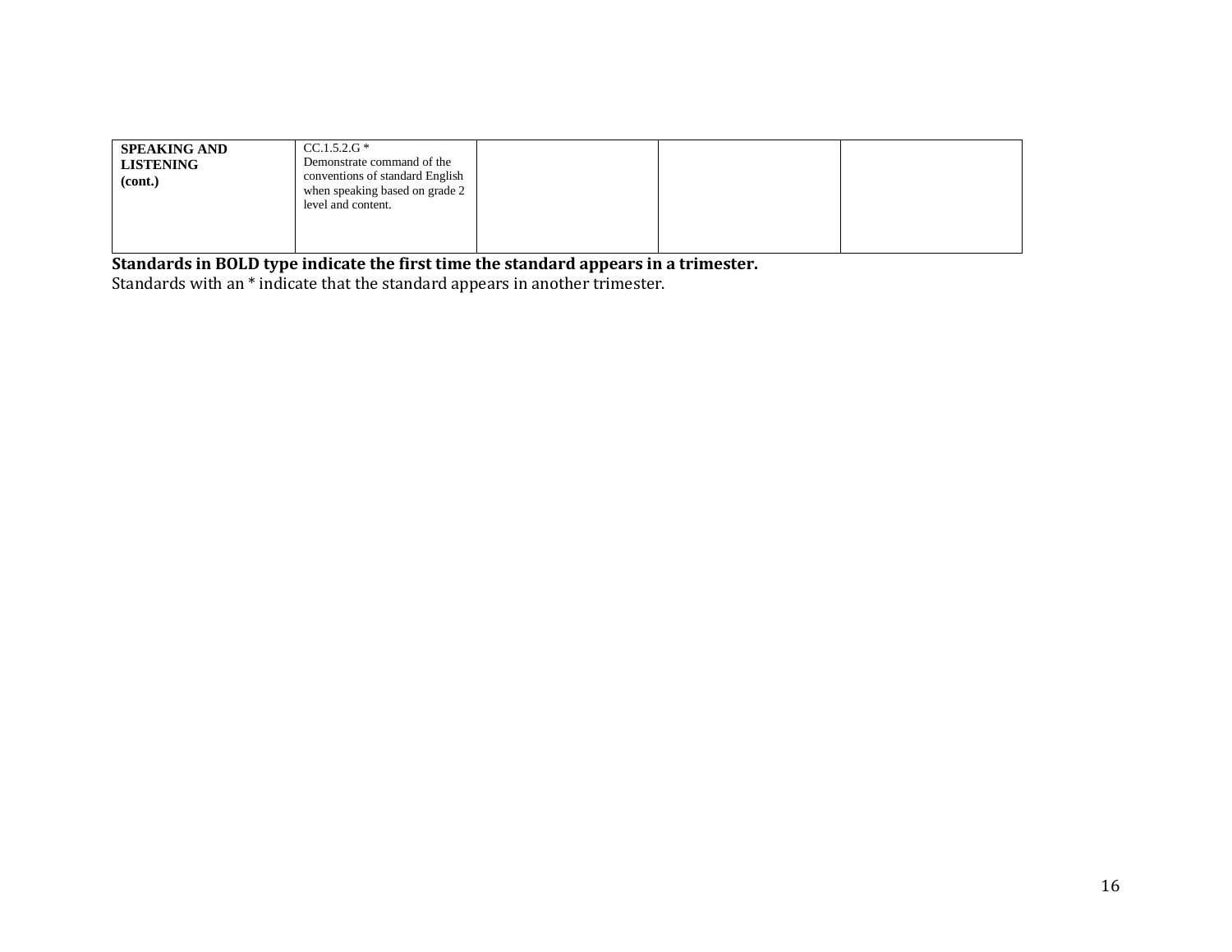| | | | | |
|---|---|---|---|---|
| **SPEAKING AND LISTENING (cont.)** | CC.1.5.2.G * Demonstrate command of the conventions of standard English when speaking based on grade 2 level and content. | | | |

**Standards in BOLD type indicate the first time the standard appears in a trimester.**

Standards with an * indicate that the standard appears in another trimester.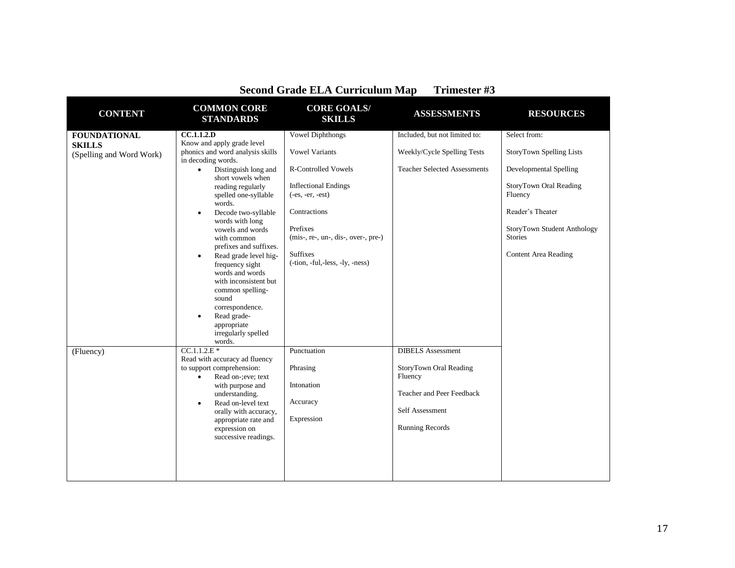## Second Grade ELA Curriculum Map Trimester #3

| CONTENT | COMMON CORE STANDARDS | CORE GOALS/ SKILLS | ASSESSMENTS | RESOURCES |
|---|---|---|---|---|
| **FOUNDATIONAL SKILLS** (Spelling and Word Work) | **CC.1.1.2.D** Know and apply grade level phonics and word analysis skills in decoding words. <br>• Distinguish long and short vowels when reading regularly spelled one-syllable words. <br>• Decode two-syllable words with long vowels and words with common prefixes and suffixes. <br>• Read grade level hig-frequency sight words and words with inconsistent but common spelling-sound correspondence. <br>• Read grade-appropriate irregularly spelled words. | Vowel Diphthongs <br><br>Vowel Variants <br><br>R-Controlled Vowels <br><br>Inflectional Endings (-es, -er, -est) <br><br>Contractions <br><br>Prefixes (mis-, re-, un-, dis-, over-, pre-) <br><br>Suffixes (-tion, -ful,-less, -ly, -ness) | Included, but not limited to: <br><br>Weekly/Cycle Spelling Tests <br><br>Teacher Selected Assessments | Select from: <br><br>StoryTown Spelling Lists <br><br>Developmental Spelling <br><br>StoryTown Oral Reading Fluency <br><br>Reader's Theater <br><br>StoryTown Student Anthology Stories <br><br>Content Area Reading |
| (Fluency) | CC.1.1.2.E * Read with accuracy ad fluency to support comprehension: <br>• Read on-;eve; text with purpose and understanding. <br>• Read on-level text orally with accuracy, appropriate rate and expression on successive readings. | Punctuation <br><br>Phrasing <br><br>Intonation <br><br>Accuracy <br><br>Expression | DIBELS Assessment <br><br>StoryTown Oral Reading Fluency <br><br>Teacher and Peer Feedback <br><br>Self Assessment <br><br>Running Records | |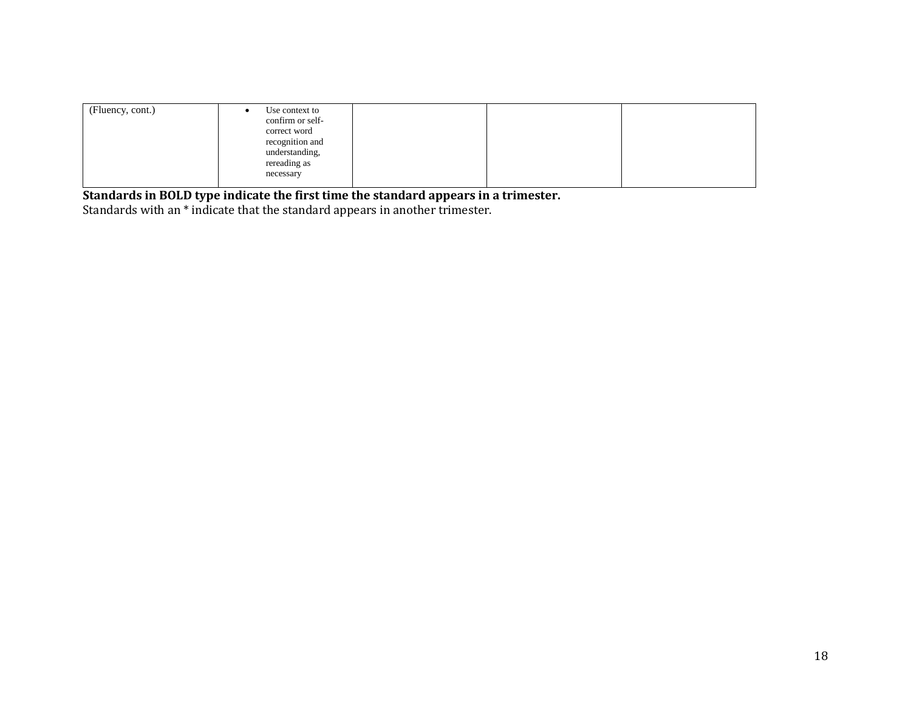| (Fluency, cont.) | • Use context to confirm or self-correct word recognition and understanding, rereading as necessary | | | |
|---|---|---|---|---|

**Standards in BOLD type indicate the first time the standard appears in a trimester.**

Standards with an * indicate that the standard appears in another trimester.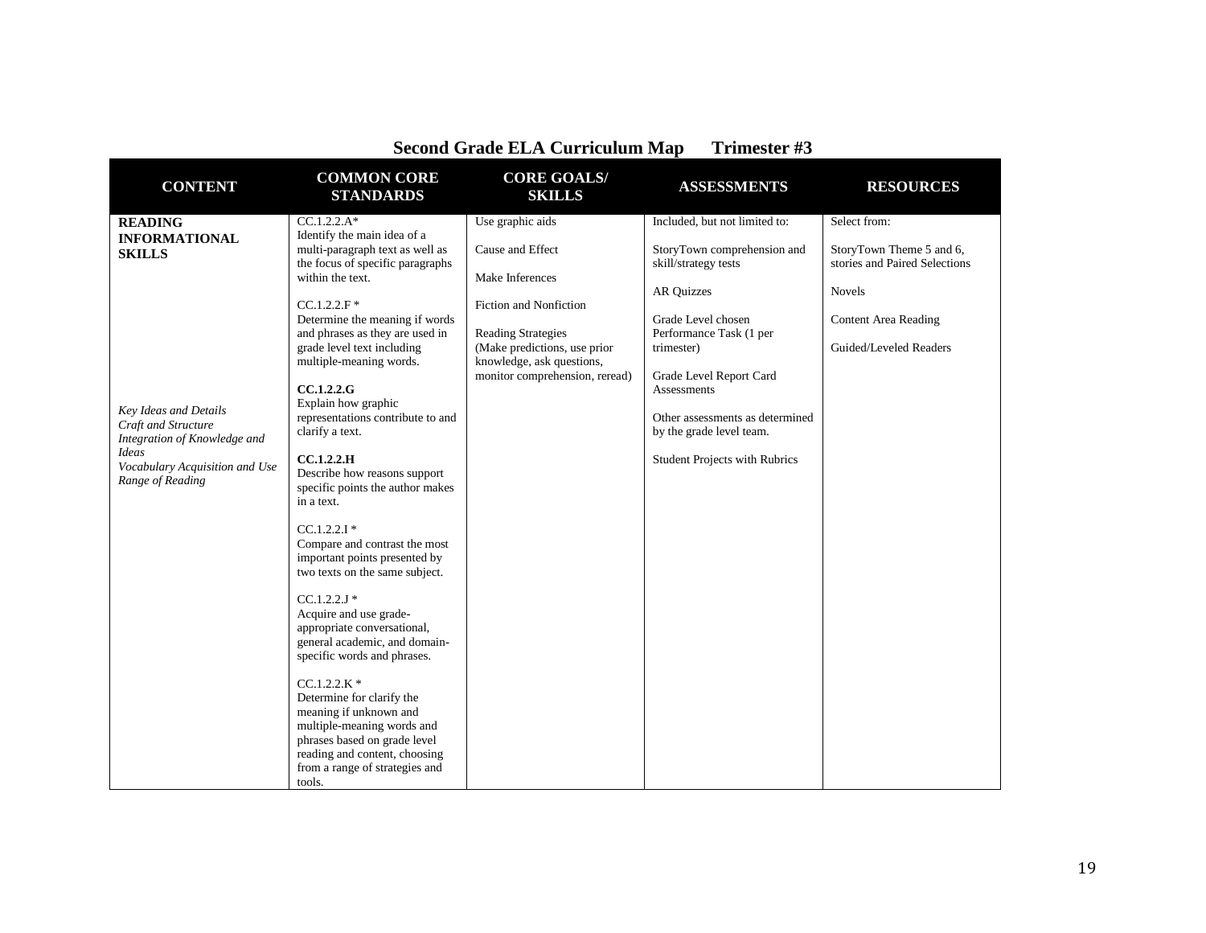# Second Grade ELA Curriculum Map Trimester #3

| CONTENT | COMMON CORE STANDARDS | CORE GOALS/ SKILLS | ASSESSMENTS | RESOURCES |
|---|---|---|---|---|
| **READING INFORMATIONAL SKILLS**<br><br>*Key Ideas and Details*<br>*Craft and Structure*<br>*Integration of Knowledge and Ideas*<br>*Vocabulary Acquisition and Use*<br>*Range of Reading* | CC.1.2.2.A*<br>Identify the main idea of a multi-paragraph text as well as the focus of specific paragraphs within the text.<br><br>CC.1.2.2.F *<br>Determine the meaning if words and phrases as they are used in grade level text including multiple-meaning words.<br><br>**CC.1.2.2.G**<br>Explain how graphic representations contribute to and clarify a text.<br><br>**CC.1.2.2.H**<br>Describe how reasons support specific points the author makes in a text.<br><br>CC.1.2.2.I *<br>Compare and contrast the most important points presented by two texts on the same subject.<br><br>CC.1.2.2.J *<br>Acquire and use grade-appropriate conversational, general academic, and domain-specific words and phrases.<br><br>CC.1.2.2.K *<br>Determine for clarify the meaning if unknown and multiple-meaning words and phrases based on grade level reading and content, choosing from a range of strategies and tools. | Use graphic aids<br><br>Cause and Effect<br><br>Make Inferences<br><br>Fiction and Nonfiction<br><br>Reading Strategies (Make predictions, use prior knowledge, ask questions, monitor comprehension, reread) | Included, but not limited to:<br><br>StoryTown comprehension and skill/strategy tests<br><br>AR Quizzes<br><br>Grade Level chosen Performance Task (1 per trimester)<br><br>Grade Level Report Card Assessments<br><br>Other assessments as determined by the grade level team.<br><br>Student Projects with Rubrics | Select from:<br><br>StoryTown Theme 5 and 6, stories and Paired Selections<br><br>Novels<br><br>Content Area Reading<br><br>Guided/Leveled Readers |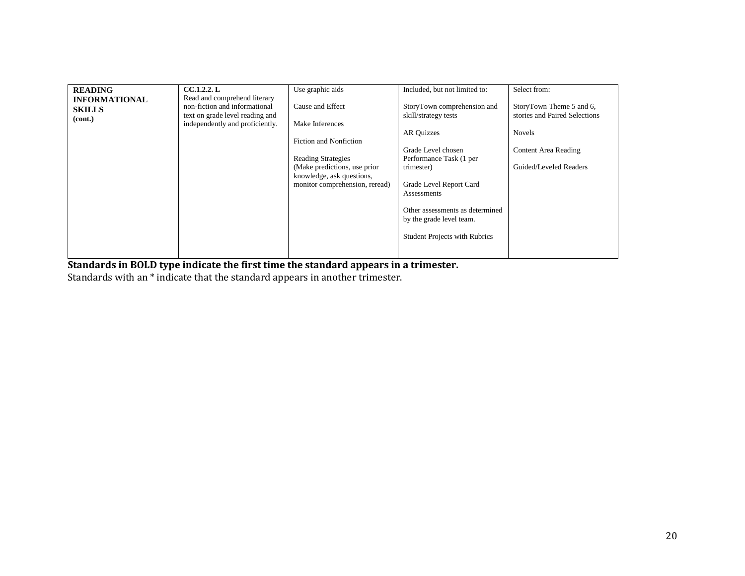| **READING INFORMATIONAL SKILLS (cont.)** | **CC.1.2.2. L** Read and comprehend literary non-fiction and informational text on grade level reading and independently and proficiently. | Use graphic aids<br><br>Cause and Effect<br><br>Make Inferences<br><br>Fiction and Nonfiction<br><br>Reading Strategies (Make predictions, use prior knowledge, ask questions, monitor comprehension, reread) | Included, but not limited to:<br><br>StoryTown comprehension and skill/strategy tests<br><br>AR Quizzes<br><br>Grade Level chosen Performance Task (1 per trimester)<br><br>Grade Level Report Card Assessments<br><br>Other assessments as determined by the grade level team.<br><br>Student Projects with Rubrics | Select from:<br><br>StoryTown Theme 5 and 6, stories and Paired Selections<br><br>Novels<br><br>Content Area Reading<br><br>Guided/Leveled Readers |
|---|---|---|---|---|

**Standards in BOLD type indicate the first time the standard appears in a trimester.**
Standards with an * indicate that the standard appears in another trimester.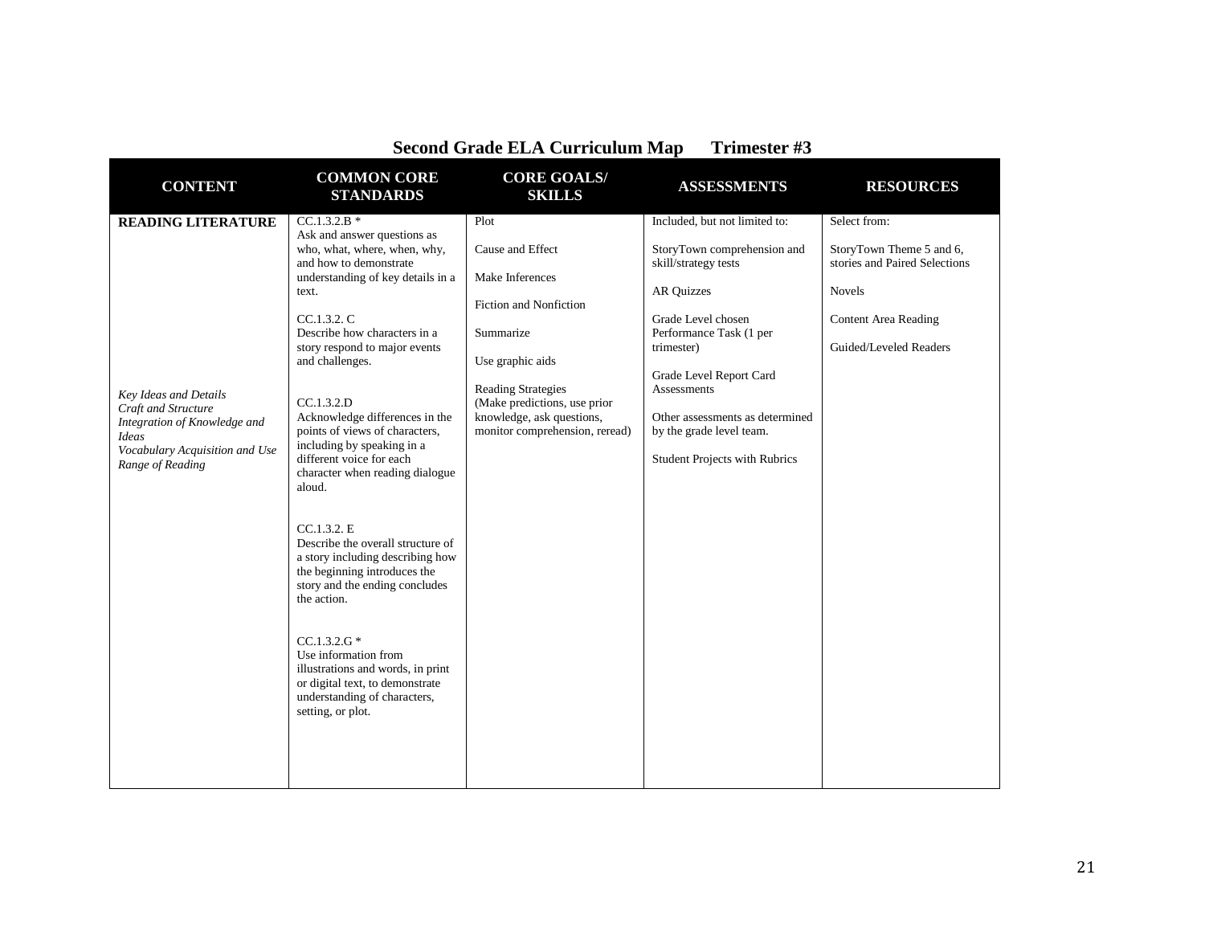## Second Grade ELA Curriculum Map Trimester #3

| CONTENT | COMMON CORE STANDARDS | CORE GOALS/ SKILLS | ASSESSMENTS | RESOURCES |
|---|---|---|---|---|
| **READING LITERATURE**<br><br>*Key Ideas and Details*<br>*Craft and Structure*<br>*Integration of Knowledge and Ideas*<br>*Vocabulary Acquisition and Use*<br>*Range of Reading* | CC.1.3.2.B *<br>Ask and answer questions as who, what, where, when, why, and how to demonstrate understanding of key details in a text.<br><br>CC.1.3.2. C<br>Describe how characters in a story respond to major events and challenges.<br><br>CC.1.3.2.D<br>Acknowledge differences in the points of views of characters, including by speaking in a different voice for each character when reading dialogue aloud.<br><br>CC.1.3.2. E<br>Describe the overall structure of a story including describing how the beginning introduces the story and the ending concludes the action.<br><br>CC.1.3.2.G *<br>Use information from illustrations and words, in print or digital text, to demonstrate understanding of characters, setting, or plot. | Plot<br><br>Cause and Effect<br><br>Make Inferences<br><br>Fiction and Nonfiction<br><br>Summarize<br><br>Use graphic aids<br><br>Reading Strategies (Make predictions, use prior knowledge, ask questions, monitor comprehension, reread) | Included, but not limited to:<br><br>StoryTown comprehension and skill/strategy tests<br><br>AR Quizzes<br><br>Grade Level chosen Performance Task (1 per trimester)<br><br>Grade Level Report Card Assessments<br><br>Other assessments as determined by the grade level team.<br><br>Student Projects with Rubrics | Select from:<br><br>StoryTown Theme 5 and 6, stories and Paired Selections<br><br>Novels<br><br>Content Area Reading<br><br>Guided/Leveled Readers |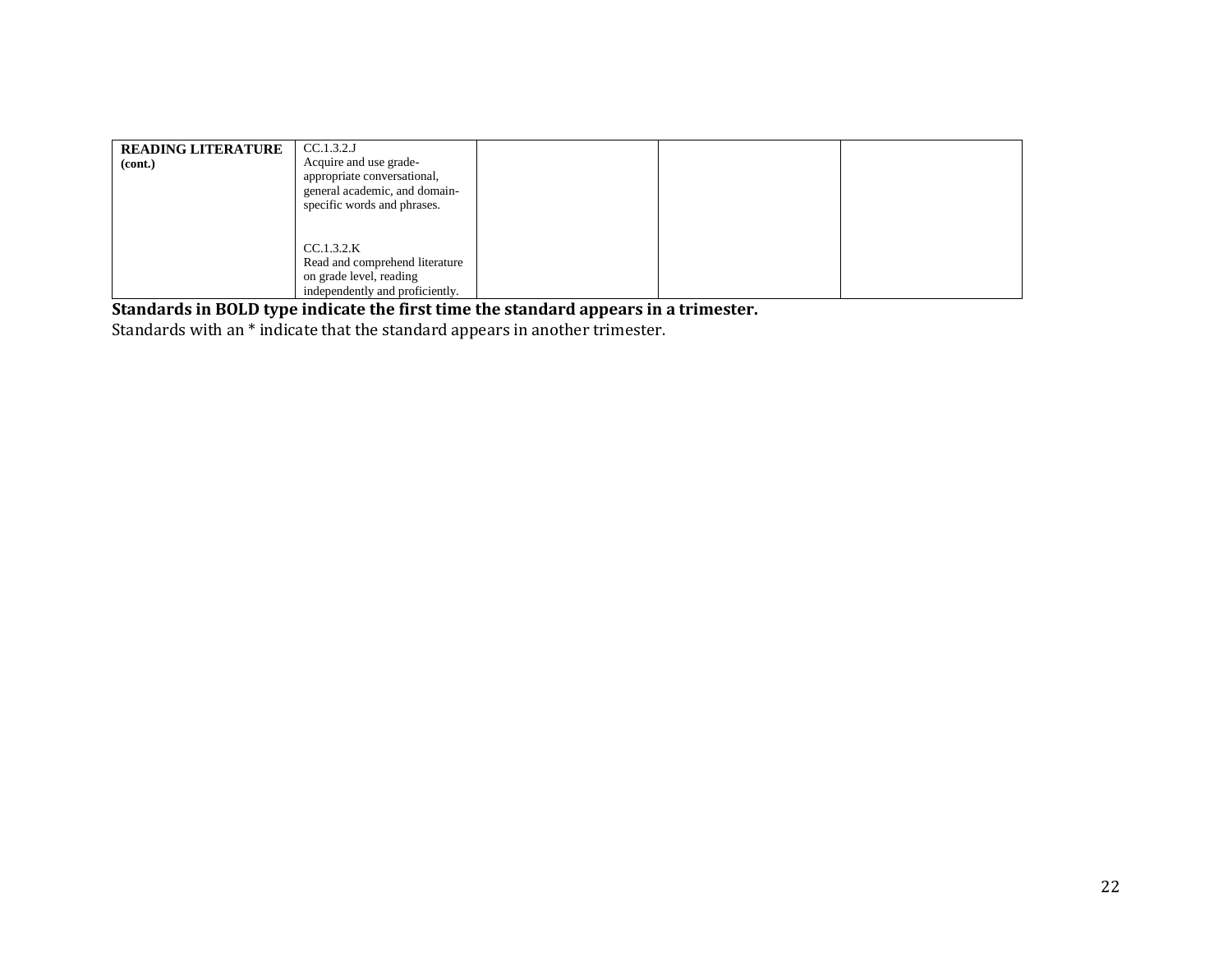| **READING LITERATURE (cont.)** | CC.1.3.2.J<br>Acquire and use grade-appropriate conversational, general academic, and domain-specific words and phrases.<br><br>CC.1.3.2.K<br>Read and comprehend literature on grade level, reading independently and proficiently. | | | |
|---|---|---|---|---|

**Standards in BOLD type indicate the first time the standard appears in a trimester.**
Standards with an * indicate that the standard appears in another trimester.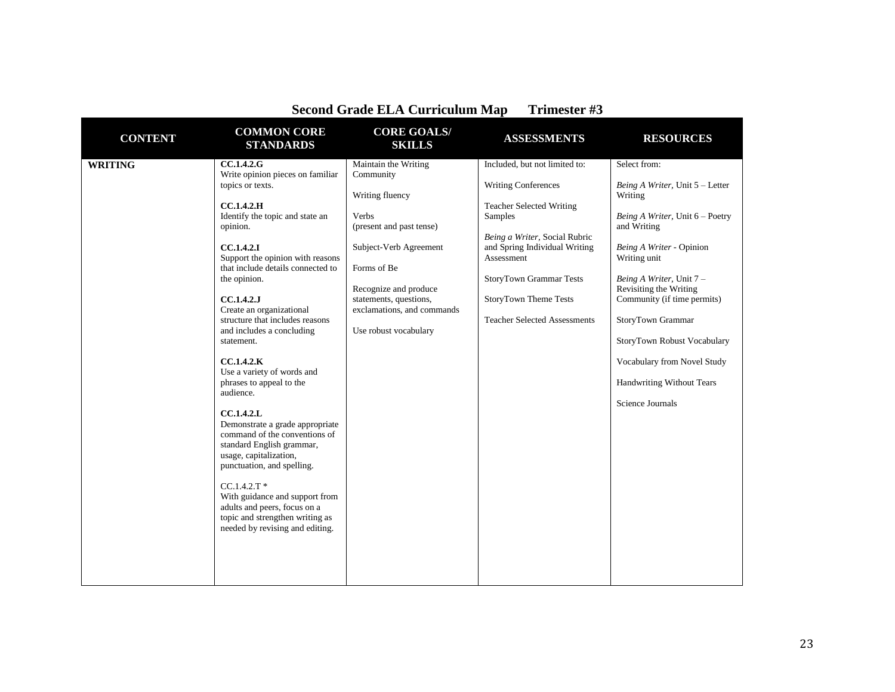# Second Grade ELA Curriculum Map      Trimester #3

| CONTENT | COMMON CORE STANDARDS | CORE GOALS/ SKILLS | ASSESSMENTS | RESOURCES |
|---|---|---|---|---|
| **WRITING** | **CC.1.4.2.G**<br>Write opinion pieces on familiar topics or texts.<br><br>**CC.1.4.2.H**<br>Identify the topic and state an opinion.<br><br>**CC.1.4.2.I**<br>Support the opinion with reasons that include details connected to the opinion.<br><br>**CC.1.4.2.J**<br>Create an organizational structure that includes reasons and includes a concluding statement.<br><br>**CC.1.4.2.K**<br>Use a variety of words and phrases to appeal to the audience.<br><br>**CC.1.4.2.L**<br>Demonstrate a grade appropriate command of the conventions of standard English grammar, usage, capitalization, punctuation, and spelling.<br><br>CC.1.4.2.T *<br>With guidance and support from adults and peers, focus on a topic and strengthen writing as needed by revising and editing. | Maintain the Writing Community<br><br>Writing fluency<br><br>Verbs<br>(present and past tense)<br><br>Subject-Verb Agreement<br><br>Forms of Be<br><br>Recognize and produce statements, questions, exclamations, and commands<br><br>Use robust vocabulary | Included, but not limited to:<br><br>Writing Conferences<br><br>Teacher Selected Writing Samples<br><br>*Being a Writer*, Social Rubric and Spring Individual Writing Assessment<br><br>StoryTown Grammar Tests<br><br>StoryTown Theme Tests<br><br>Teacher Selected Assessments | Select from:<br><br>*Being A Writer*, Unit 5 – Letter Writing<br><br>*Being A Writer*, Unit 6 – Poetry and Writing<br><br>*Being A Writer* - Opinion Writing unit<br><br>*Being A Writer*, Unit 7 – Revisiting the Writing Community (if time permits)<br><br>StoryTown Grammar<br><br>StoryTown Robust Vocabulary<br><br>Vocabulary from Novel Study<br><br>Handwriting Without Tears<br><br>Science Journals |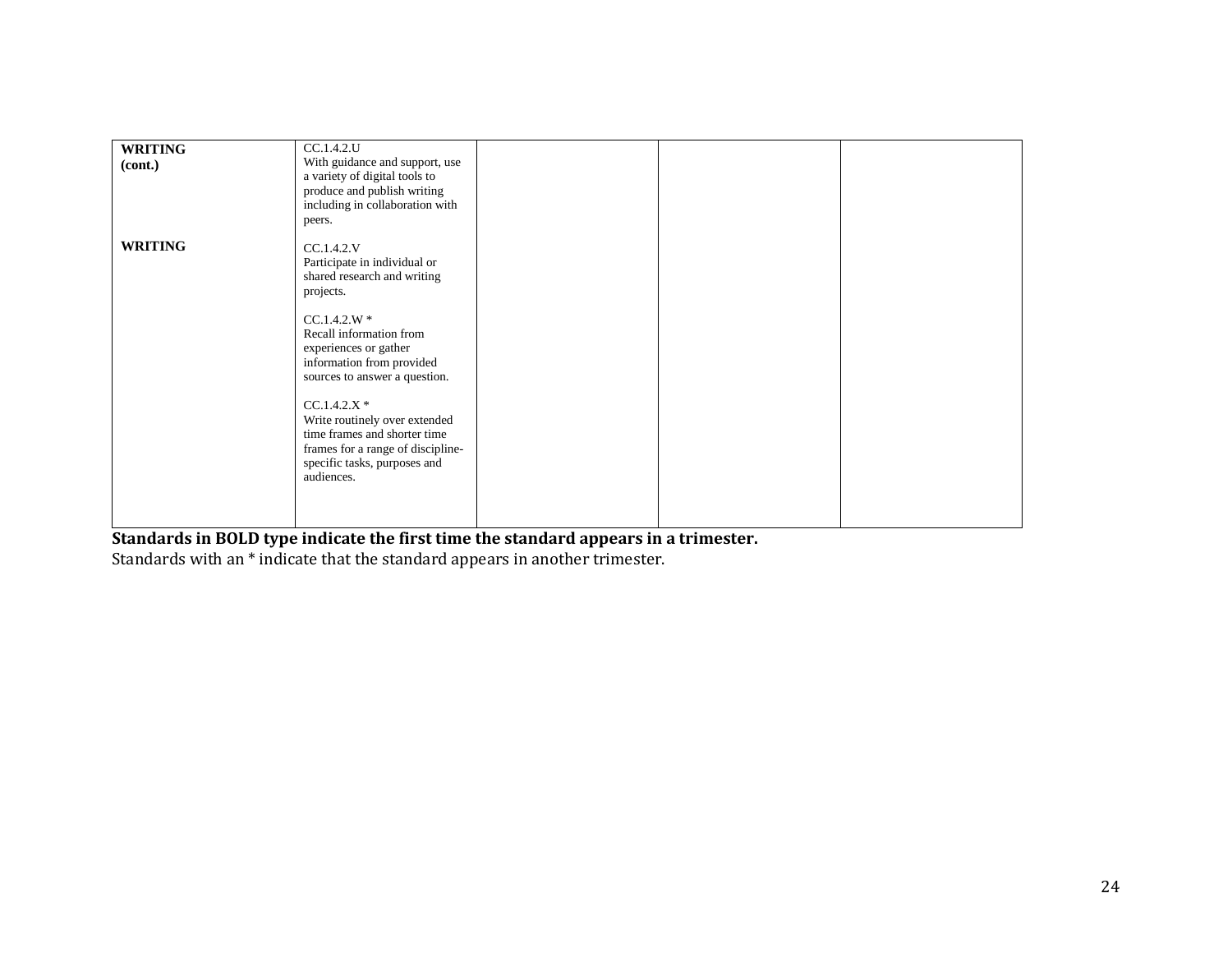| | | | | |
|---|---|---|---|---|
| **WRITING (cont.)** | CC.1.4.2.U<br>With guidance and support, use a variety of digital tools to produce and publish writing including in collaboration with peers. | | | |
| **WRITING** | CC.1.4.2.V<br>Participate in individual or shared research and writing projects.<br><br>CC.1.4.2.W *<br>Recall information from experiences or gather information from provided sources to answer a question.<br><br>CC.1.4.2.X *<br>Write routinely over extended time frames and shorter time frames for a range of discipline-specific tasks, purposes and audiences. | | | |

**Standards in BOLD type indicate the first time the standard appears in a trimester.**

Standards with an * indicate that the standard appears in another trimester.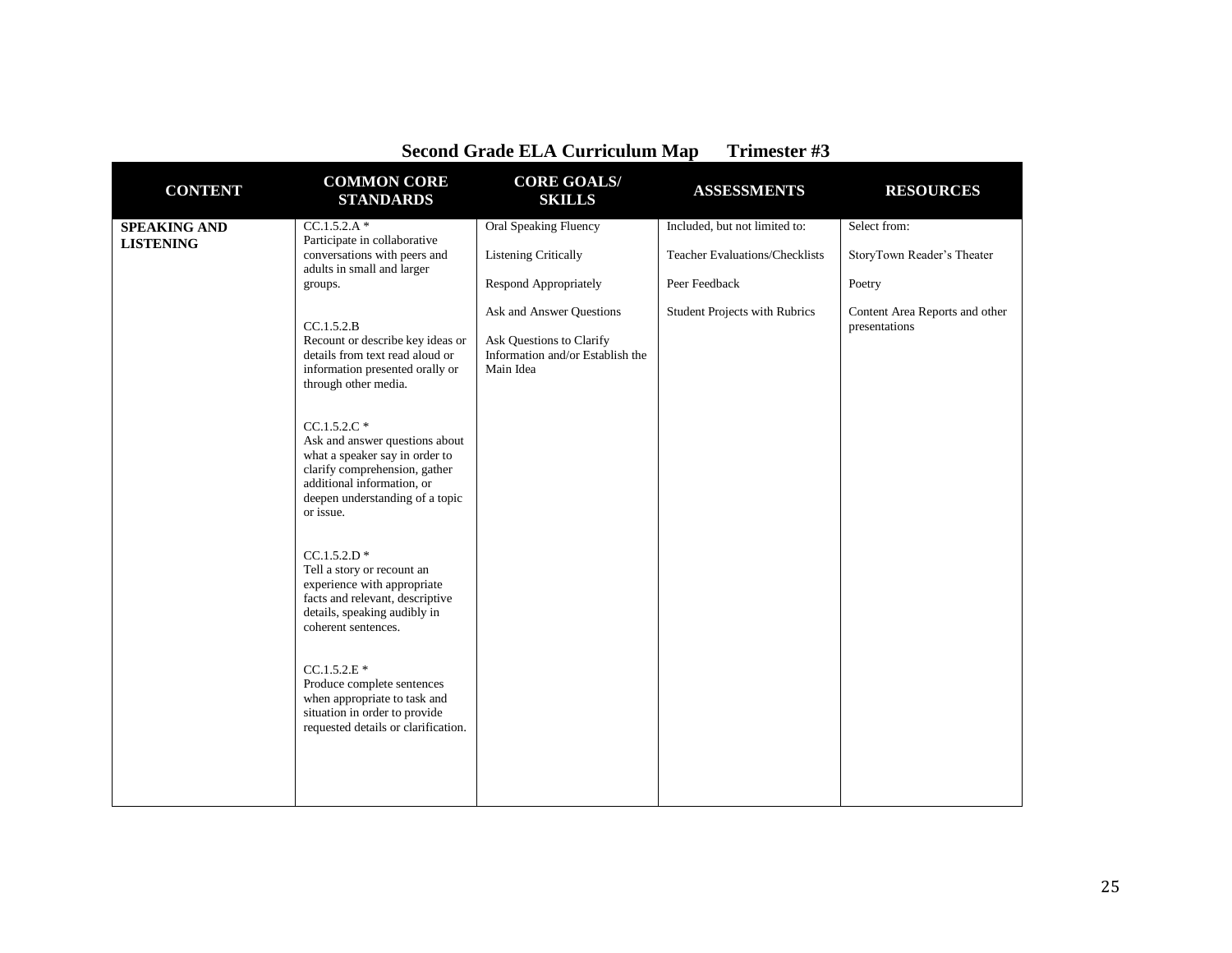## Second Grade ELA Curriculum Map Trimester #3

| CONTENT | COMMON CORE STANDARDS | CORE GOALS/ SKILLS | ASSESSMENTS | RESOURCES |
|---|---|---|---|---|
| **SPEAKING AND LISTENING** | CC.1.5.2.A * Participate in collaborative conversations with peers and adults in small and larger groups.<br><br>CC.1.5.2.B Recount or describe key ideas or details from text read aloud or information presented orally or through other media.<br><br>CC.1.5.2.C * Ask and answer questions about what a speaker say in order to clarify comprehension, gather additional information, or deepen understanding of a topic or issue.<br><br>CC.1.5.2.D * Tell a story or recount an experience with appropriate facts and relevant, descriptive details, speaking audibly in coherent sentences.<br><br>CC.1.5.2.E * Produce complete sentences when appropriate to task and situation in order to provide requested details or clarification. | Oral Speaking Fluency<br><br>Listening Critically<br><br>Respond Appropriately<br><br>Ask and Answer Questions<br><br>Ask Questions to Clarify Information and/or Establish the Main Idea | Included, but not limited to:<br><br>Teacher Evaluations/Checklists<br><br>Peer Feedback<br><br>Student Projects with Rubrics | Select from:<br><br>StoryTown Reader's Theater<br><br>Poetry<br><br>Content Area Reports and other presentations |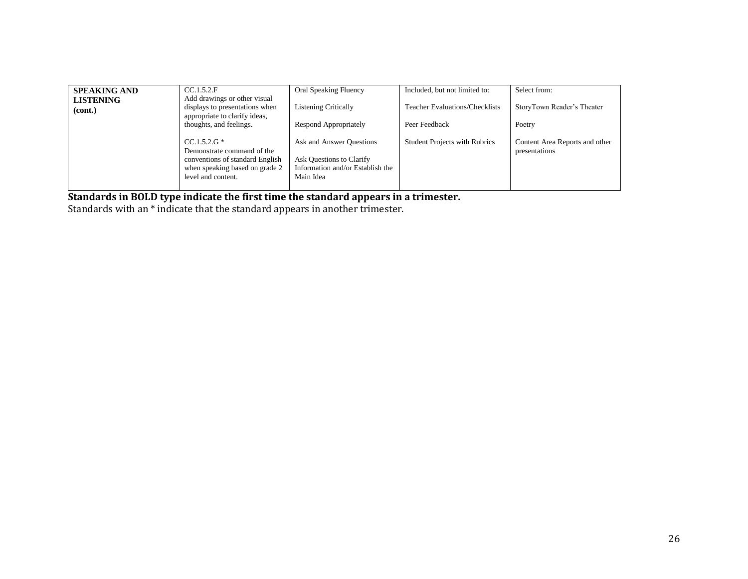| | | | | |
|---|---|---|---|---|
| **SPEAKING AND LISTENING (cont.)** | CC.1.5.2.F<br>Add drawings or other visual displays to presentations when appropriate to clarify ideas, thoughts, and feelings.<br><br>CC.1.5.2.G *<br>Demonstrate command of the conventions of standard English when speaking based on grade 2 level and content. | Oral Speaking Fluency<br><br>Listening Critically<br><br>Respond Appropriately<br><br>Ask and Answer Questions<br><br>Ask Questions to Clarify Information and/or Establish the Main Idea | Included, but not limited to:<br><br>Teacher Evaluations/Checklists<br><br>Peer Feedback<br><br>Student Projects with Rubrics | Select from:<br><br>StoryTown Reader's Theater<br><br>Poetry<br><br>Content Area Reports and other presentations |

**Standards in BOLD type indicate the first time the standard appears in a trimester.**
Standards with an * indicate that the standard appears in another trimester.